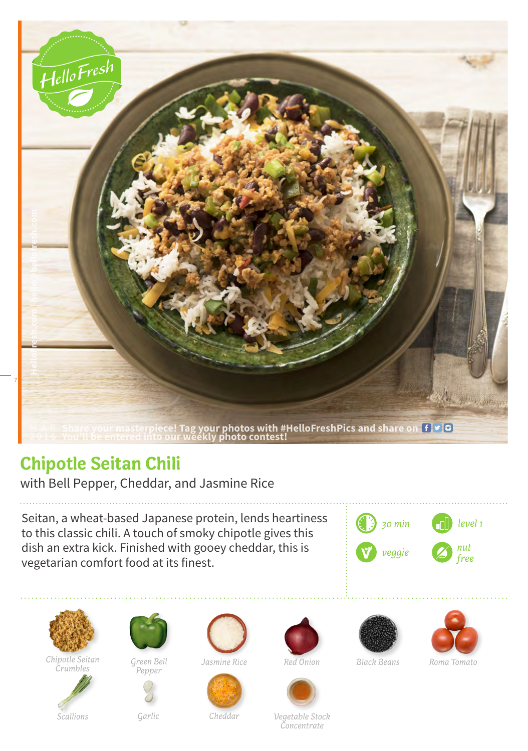MAR 2016 Share your masterpiece! Tag your photos with #HelloFreshPics and share on
You'll be entered into our weekly photo contest!

# Chipotle Seitan Chili

with Bell Pepper, Cheddar, and Jasmine Rice

Seitan, a wheat-based Japanese protein, lends heartiness to this classic chili. A touch of smoky chipotle gives this dish an extra kick. Finished with gooey cheddar, this is vegetarian comfort food at its finest.

- 30 min
- level 1
- veggie
- nut free

*Chipotle Seitan Crumbles*
*Green Bell Pepper*
*Jasmine Rice*
*Red Onion*
*Black Beans*
*Roma Tomato*
*Scallions*
*Garlic*
*Cheddar*
*Vegetable Stock Concentrate*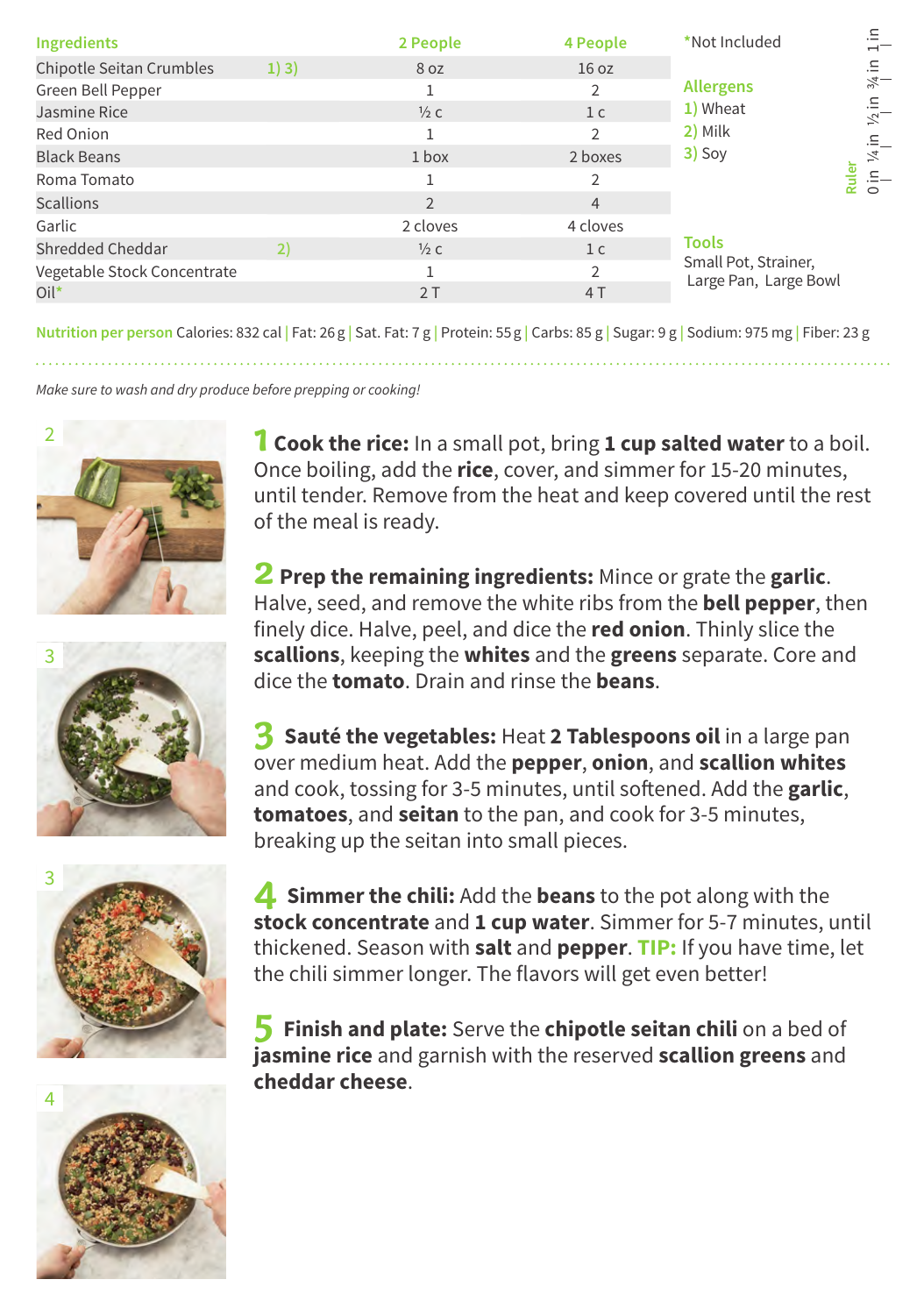| Ingredients | | 2 People | 4 People |
|---|---|---|---|
| Chipotle Seitan Crumbles | 1) 3) | 8 oz | 16 oz |
| Green Bell Pepper | | 1 | 2 |
| Jasmine Rice | | ½ c | 1 c |
| Red Onion | | 1 | 2 |
| Black Beans | | 1 box | 2 boxes |
| Roma Tomato | | 1 | 2 |
| Scallions | | 2 | 4 |
| Garlic | | 2 cloves | 4 cloves |
| Shredded Cheddar | 2) | ½ c | 1 c |
| Vegetable Stock Concentrate | | 1 | 2 |
| Oil* | | 2 T | 4 T |

*Not Included

**Allergens**
1) Wheat
2) Milk
3) Soy

Ruler
0 in ¼ in ½ in ¾ in 1 in

**Tools**
Small Pot, Strainer, Large Pan, Large Bowl

**Nutrition per person** Calories: 832 cal | Fat: 26 g | Sat. Fat: 7 g | Protein: 55 g | Carbs: 85 g | Sugar: 9 g | Sodium: 975 mg | Fiber: 23 g

*Make sure to wash and dry produce before prepping or cooking!*

**1 Cook the rice:** In a small pot, bring **1 cup salted water** to a boil. Once boiling, add the **rice**, cover, and simmer for 15-20 minutes, until tender. Remove from the heat and keep covered until the rest of the meal is ready.

**2 Prep the remaining ingredients:** Mince or grate the **garlic**. Halve, seed, and remove the white ribs from the **bell pepper**, then finely dice. Halve, peel, and dice the **red onion**. Thinly slice the **scallions**, keeping the **whites** and the **greens** separate. Core and dice the **tomato**. Drain and rinse the **beans**.

**3 Sauté the vegetables:** Heat **2 Tablespoons oil** in a large pan over medium heat. Add the **pepper**, **onion**, and **scallion whites** and cook, tossing for 3-5 minutes, until softened. Add the **garlic**, **tomatoes**, and **seitan** to the pan, and cook for 3-5 minutes, breaking up the seitan into small pieces.

**4 Simmer the chili:** Add the **beans** to the pot along with the **stock concentrate** and **1 cup water**. Simmer for 5-7 minutes, until thickened. Season with **salt** and **pepper**. **TIP:** If you have time, let the chili simmer longer. The flavors will get even better!

**5 Finish and plate:** Serve the **chipotle seitan chili** on a bed of **jasmine rice** and garnish with the reserved **scallion greens** and **cheddar cheese**.